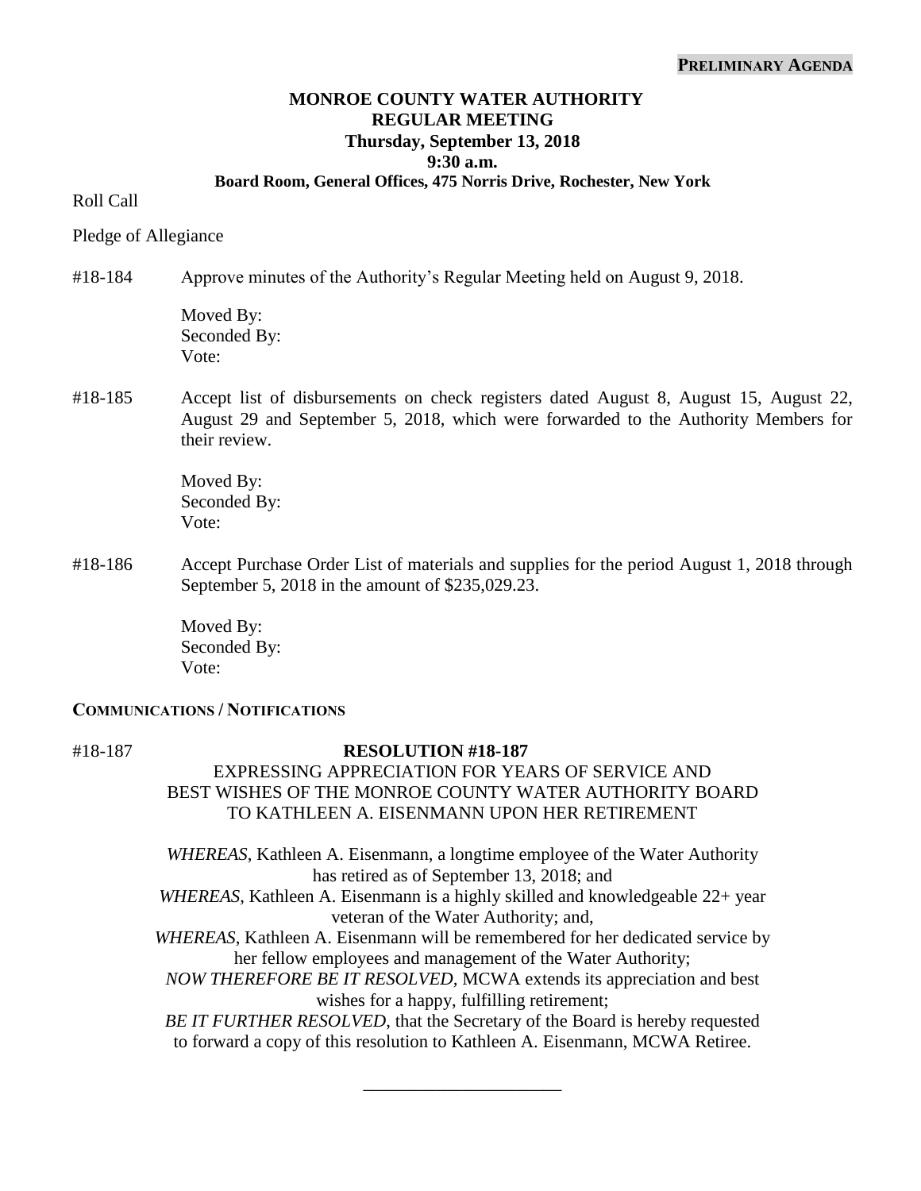**PRELIMINARY AGENDA**

# MONROE COUNTY WATER AUTHORITY
## REGULAR MEETING
### Thursday, September 13, 2018
### 9:30 a.m.
### Board Room, General Offices, 475 Norris Drive, Rochester, New York

Roll Call

Pledge of Allegiance

#18-184 Approve minutes of the Authority's Regular Meeting held on August 9, 2018.

Moved By:
Seconded By:
Vote:

#18-185 Accept list of disbursements on check registers dated August 8, August 15, August 22, August 29 and September 5, 2018, which were forwarded to the Authority Members for their review.

Moved By:
Seconded By:
Vote:

#18-186 Accept Purchase Order List of materials and supplies for the period August 1, 2018 through September 5, 2018 in the amount of $235,029.23.

Moved By:
Seconded By:
Vote:

**COMMUNICATIONS / NOTIFICATIONS**

#18-187

**RESOLUTION #18-187**

EXPRESSING APPRECIATION FOR YEARS OF SERVICE AND BEST WISHES OF THE MONROE COUNTY WATER AUTHORITY BOARD TO KATHLEEN A. EISENMANN UPON HER RETIREMENT

*WHEREAS*, Kathleen A. Eisenmann, a longtime employee of the Water Authority has retired as of September 13, 2018; and

*WHEREAS*, Kathleen A. Eisenmann is a highly skilled and knowledgeable 22+ year veteran of the Water Authority; and,

*WHEREAS*, Kathleen A. Eisenmann will be remembered for her dedicated service by her fellow employees and management of the Water Authority;

*NOW THEREFORE BE IT RESOLVED*, MCWA extends its appreciation and best wishes for a happy, fulfilling retirement;

*BE IT FURTHER RESOLVED*, that the Secretary of the Board is hereby requested to forward a copy of this resolution to Kathleen A. Eisenmann, MCWA Retiree.

\_\_\_\_\_\_\_\_\_\_\_\_\_\_\_\_\_\_\_\_\_\_\_\_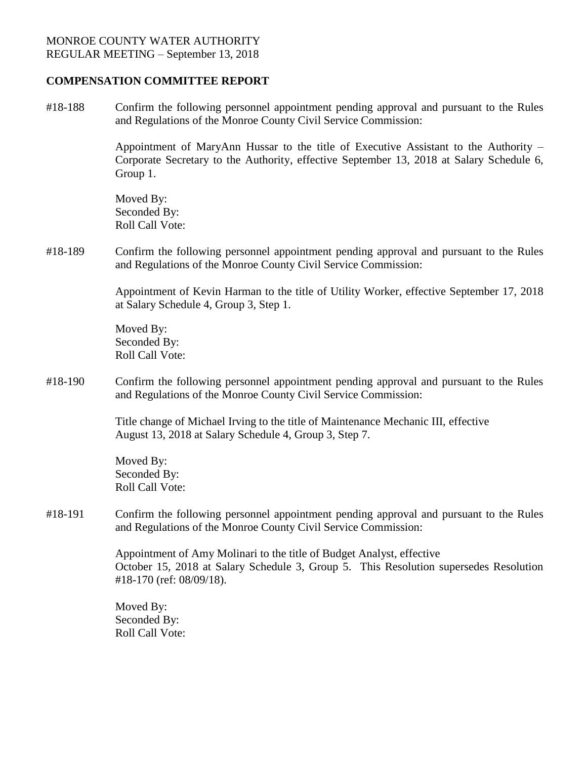MONROE COUNTY WATER AUTHORITY
REGULAR MEETING – September 13, 2018

**COMPENSATION COMMITTEE REPORT**

#18-188 Confirm the following personnel appointment pending approval and pursuant to the Rules and Regulations of the Monroe County Civil Service Commission:

Appointment of MaryAnn Hussar to the title of Executive Assistant to the Authority – Corporate Secretary to the Authority, effective September 13, 2018 at Salary Schedule 6, Group 1.

Moved By:
Seconded By:
Roll Call Vote:

#18-189 Confirm the following personnel appointment pending approval and pursuant to the Rules and Regulations of the Monroe County Civil Service Commission:

Appointment of Kevin Harman to the title of Utility Worker, effective September 17, 2018 at Salary Schedule 4, Group 3, Step 1.

Moved By:
Seconded By:
Roll Call Vote:

#18-190 Confirm the following personnel appointment pending approval and pursuant to the Rules and Regulations of the Monroe County Civil Service Commission:

Title change of Michael Irving to the title of Maintenance Mechanic III, effective August 13, 2018 at Salary Schedule 4, Group 3, Step 7.

Moved By:
Seconded By:
Roll Call Vote:

#18-191 Confirm the following personnel appointment pending approval and pursuant to the Rules and Regulations of the Monroe County Civil Service Commission:

Appointment of Amy Molinari to the title of Budget Analyst, effective October 15, 2018 at Salary Schedule 3, Group 5. This Resolution supersedes Resolution #18-170 (ref: 08/09/18).

Moved By:
Seconded By:
Roll Call Vote: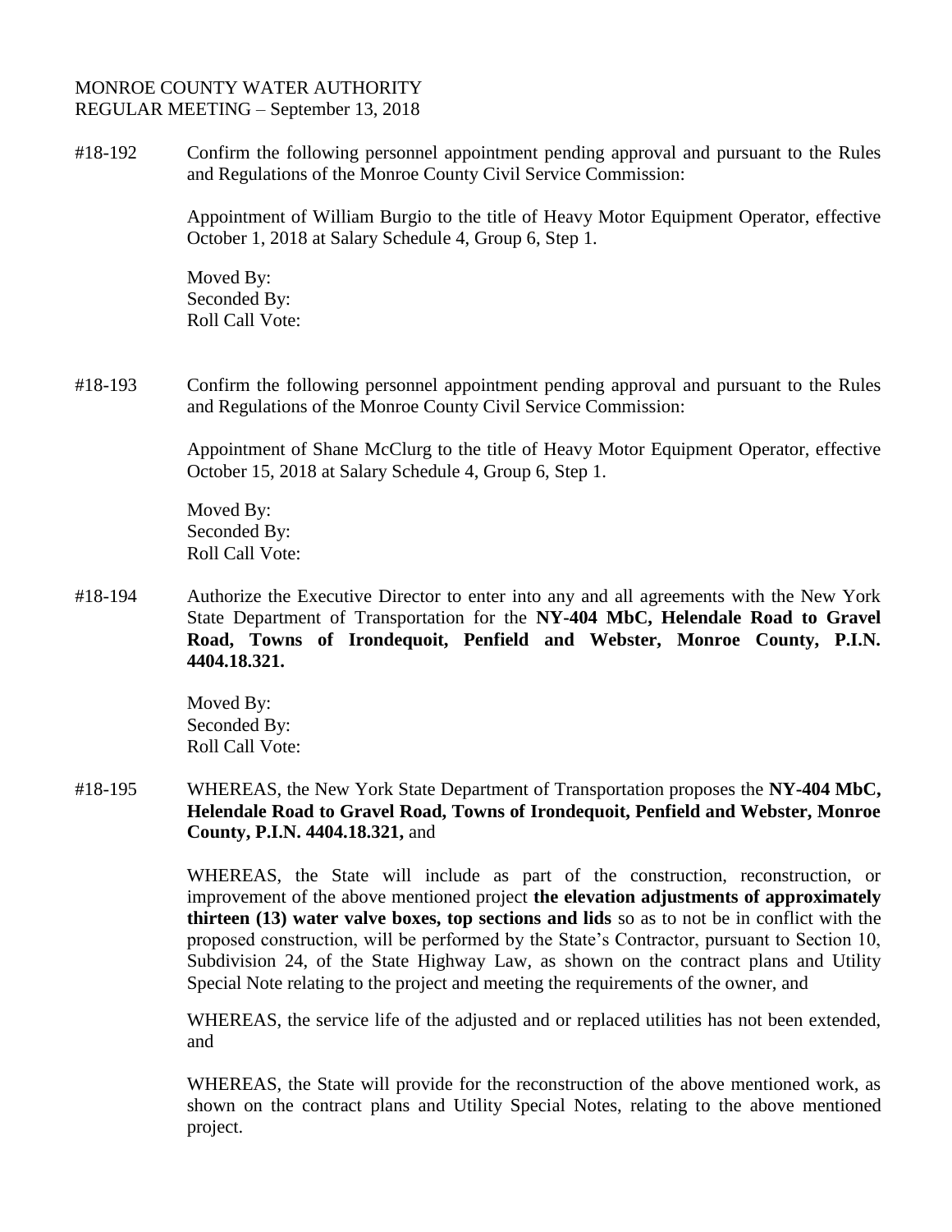MONROE COUNTY WATER AUTHORITY
REGULAR MEETING – September 13, 2018

#18-192 Confirm the following personnel appointment pending approval and pursuant to the Rules and Regulations of the Monroe County Civil Service Commission:

Appointment of William Burgio to the title of Heavy Motor Equipment Operator, effective October 1, 2018 at Salary Schedule 4, Group 6, Step 1.

Moved By:
Seconded By:
Roll Call Vote:

#18-193 Confirm the following personnel appointment pending approval and pursuant to the Rules and Regulations of the Monroe County Civil Service Commission:

Appointment of Shane McClurg to the title of Heavy Motor Equipment Operator, effective October 15, 2018 at Salary Schedule 4, Group 6, Step 1.

Moved By:
Seconded By:
Roll Call Vote:

#18-194 Authorize the Executive Director to enter into any and all agreements with the New York State Department of Transportation for the **NY-404 MbC, Helendale Road to Gravel Road, Towns of Irondequoit, Penfield and Webster, Monroe County, P.I.N. 4404.18.321.**

Moved By:
Seconded By:
Roll Call Vote:

#18-195 WHEREAS, the New York State Department of Transportation proposes the **NY-404 MbC, Helendale Road to Gravel Road, Towns of Irondequoit, Penfield and Webster, Monroe County, P.I.N. 4404.18.321,** and

WHEREAS, the State will include as part of the construction, reconstruction, or improvement of the above mentioned project **the elevation adjustments of approximately thirteen (13) water valve boxes, top sections and lids** so as to not be in conflict with the proposed construction, will be performed by the State's Contractor, pursuant to Section 10, Subdivision 24, of the State Highway Law, as shown on the contract plans and Utility Special Note relating to the project and meeting the requirements of the owner, and

WHEREAS, the service life of the adjusted and or replaced utilities has not been extended, and

WHEREAS, the State will provide for the reconstruction of the above mentioned work, as shown on the contract plans and Utility Special Notes, relating to the above mentioned project.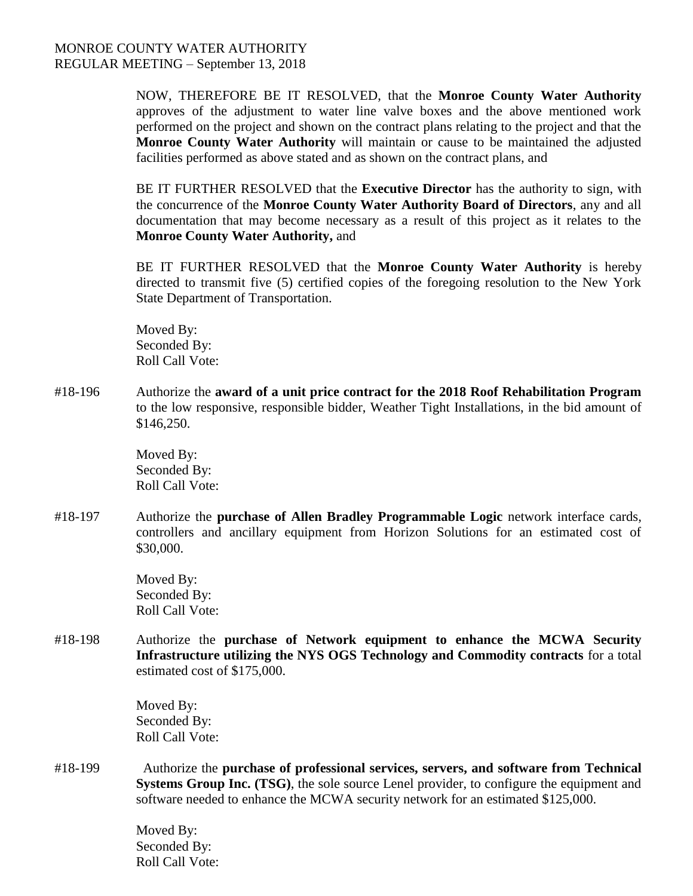NOW, THEREFORE BE IT RESOLVED, that the **Monroe County Water Authority** approves of the adjustment to water line valve boxes and the above mentioned work performed on the project and shown on the contract plans relating to the project and that the **Monroe County Water Authority** will maintain or cause to be maintained the adjusted facilities performed as above stated and as shown on the contract plans, and

BE IT FURTHER RESOLVED that the **Executive Director** has the authority to sign, with the concurrence of the **Monroe County Water Authority Board of Directors**, any and all documentation that may become necessary as a result of this project as it relates to the **Monroe County Water Authority,** and

BE IT FURTHER RESOLVED that the **Monroe County Water Authority** is hereby directed to transmit five (5) certified copies of the foregoing resolution to the New York State Department of Transportation.

Moved By:
Seconded By:
Roll Call Vote:

#18-196 Authorize the **award of a unit price contract for the 2018 Roof Rehabilitation Program** to the low responsive, responsible bidder, Weather Tight Installations, in the bid amount of $146,250.

Moved By:
Seconded By:
Roll Call Vote:

#18-197 Authorize the **purchase of Allen Bradley Programmable Logic** network interface cards, controllers and ancillary equipment from Horizon Solutions for an estimated cost of $30,000.

Moved By:
Seconded By:
Roll Call Vote:

#18-198 Authorize the **purchase of Network equipment to enhance the MCWA Security Infrastructure utilizing the NYS OGS Technology and Commodity contracts** for a total estimated cost of $175,000.

Moved By:
Seconded By:
Roll Call Vote:

#18-199 Authorize the **purchase of professional services, servers, and software from Technical Systems Group Inc. (TSG)**, the sole source Lenel provider, to configure the equipment and software needed to enhance the MCWA security network for an estimated $125,000.

Moved By:
Seconded By:
Roll Call Vote: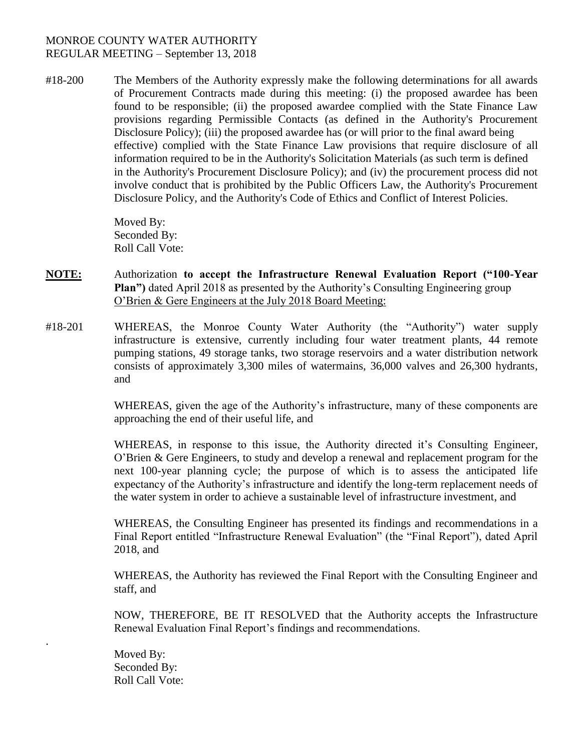MONROE COUNTY WATER AUTHORITY
REGULAR MEETING – September 13, 2018

#18-200 The Members of the Authority expressly make the following determinations for all awards of Procurement Contracts made during this meeting: (i) the proposed awardee has been found to be responsible; (ii) the proposed awardee complied with the State Finance Law provisions regarding Permissible Contacts (as defined in the Authority's Procurement Disclosure Policy); (iii) the proposed awardee has (or will prior to the final award being effective) complied with the State Finance Law provisions that require disclosure of all information required to be in the Authority's Solicitation Materials (as such term is defined in the Authority's Procurement Disclosure Policy); and (iv) the procurement process did not involve conduct that is prohibited by the Public Officers Law, the Authority's Procurement Disclosure Policy, and the Authority's Code of Ethics and Conflict of Interest Policies.

Moved By:
Seconded By:
Roll Call Vote:

<u>**NOTE:**</u> Authorization **to accept the Infrastructure Renewal Evaluation Report ("100-Year Plan")** dated April 2018 as presented by the Authority's Consulting Engineering group <u>O'Brien & Gere Engineers at the July 2018 Board Meeting:</u>

#18-201 WHEREAS, the Monroe County Water Authority (the "Authority") water supply infrastructure is extensive, currently including four water treatment plants, 44 remote pumping stations, 49 storage tanks, two storage reservoirs and a water distribution network consists of approximately 3,300 miles of watermains, 36,000 valves and 26,300 hydrants, and

WHEREAS, given the age of the Authority's infrastructure, many of these components are approaching the end of their useful life, and

WHEREAS, in response to this issue, the Authority directed it's Consulting Engineer, O'Brien & Gere Engineers, to study and develop a renewal and replacement program for the next 100-year planning cycle; the purpose of which is to assess the anticipated life expectancy of the Authority's infrastructure and identify the long-term replacement needs of the water system in order to achieve a sustainable level of infrastructure investment, and

WHEREAS, the Consulting Engineer has presented its findings and recommendations in a Final Report entitled "Infrastructure Renewal Evaluation" (the "Final Report"), dated April 2018, and

WHEREAS, the Authority has reviewed the Final Report with the Consulting Engineer and staff, and

NOW, THEREFORE, BE IT RESOLVED that the Authority accepts the Infrastructure Renewal Evaluation Final Report's findings and recommendations.

Moved By:
Seconded By:
Roll Call Vote: